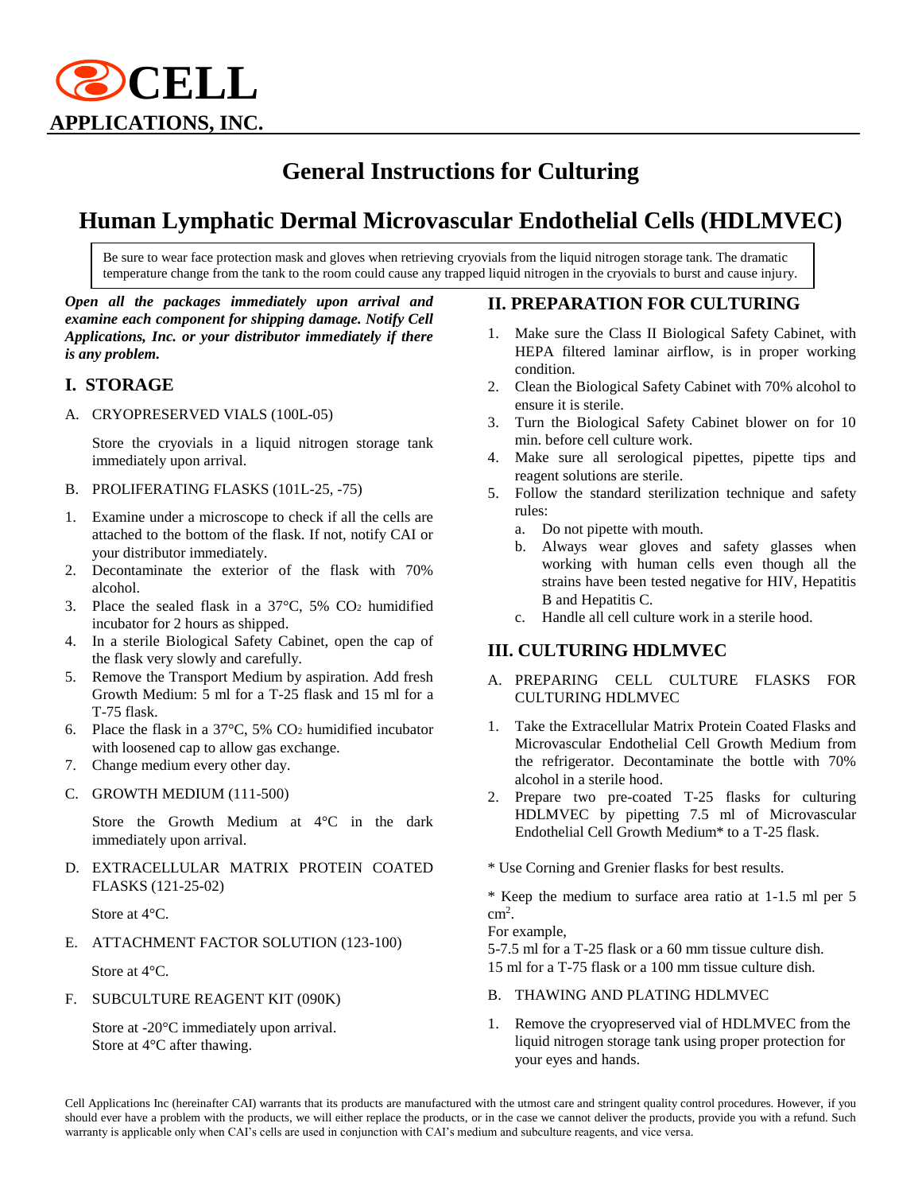# CELL APPLICATIONS, INC.

# General Instructions for Culturing

# Human Lymphatic Dermal Microvascular Endothelial Cells (HDLMVEC)

> Be sure to wear face protection mask and gloves when retrieving cryovials from the liquid nitrogen storage tank. The dramatic temperature change from the tank to the room could cause any trapped liquid nitrogen in the cryovials to burst and cause injury.

***Open all the packages immediately upon arrival and examine each component for shipping damage. Notify Cell Applications, Inc. or your distributor immediately if there is any problem.***

## I. STORAGE

A. CRYOPRESERVED VIALS (100L-05)

Store the cryovials in a liquid nitrogen storage tank immediately upon arrival.

B. PROLIFERATING FLASKS (101L-25, -75)

1. Examine under a microscope to check if all the cells are attached to the bottom of the flask. If not, notify CAI or your distributor immediately.
2. Decontaminate the exterior of the flask with 70% alcohol.
3. Place the sealed flask in a 37°C, 5% $CO_2$ humidified incubator for 2 hours as shipped.
4. In a sterile Biological Safety Cabinet, open the cap of the flask very slowly and carefully.
5. Remove the Transport Medium by aspiration. Add fresh Growth Medium: 5 ml for a T-25 flask and 15 ml for a T-75 flask.
6. Place the flask in a 37°C, 5% $CO_2$ humidified incubator with loosened cap to allow gas exchange.
7. Change medium every other day.

C. GROWTH MEDIUM (111-500)

Store the Growth Medium at 4°C in the dark immediately upon arrival.

D. EXTRACELLULAR MATRIX PROTEIN COATED FLASKS (121-25-02)

Store at 4°C.

E. ATTACHMENT FACTOR SOLUTION (123-100)

Store at 4°C.

F. SUBCULTURE REAGENT KIT (090K)

Store at -20°C immediately upon arrival.
Store at 4°C after thawing.

## II. PREPARATION FOR CULTURING

1. Make sure the Class II Biological Safety Cabinet, with HEPA filtered laminar airflow, is in proper working condition.
2. Clean the Biological Safety Cabinet with 70% alcohol to ensure it is sterile.
3. Turn the Biological Safety Cabinet blower on for 10 min. before cell culture work.
4. Make sure all serological pipettes, pipette tips and reagent solutions are sterile.
5. Follow the standard sterilization technique and safety rules:
   a. Do not pipette with mouth.
   b. Always wear gloves and safety glasses when working with human cells even though all the strains have been tested negative for HIV, Hepatitis B and Hepatitis C.
   c. Handle all cell culture work in a sterile hood.

## III. CULTURING HDLMVEC

A. PREPARING CELL CULTURE FLASKS FOR CULTURING HDLMVEC

1. Take the Extracellular Matrix Protein Coated Flasks and Microvascular Endothelial Cell Growth Medium from the refrigerator. Decontaminate the bottle with 70% alcohol in a sterile hood.
2. Prepare two pre-coated T-25 flasks for culturing HDLMVEC by pipetting 7.5 ml of Microvascular Endothelial Cell Growth Medium* to a T-25 flask.

\* Use Corning and Grenier flasks for best results.

\* Keep the medium to surface area ratio at 1-1.5 ml per 5 $cm^2$.
For example,
5-7.5 ml for a T-25 flask or a 60 mm tissue culture dish.
15 ml for a T-75 flask or a 100 mm tissue culture dish.

B. THAWING AND PLATING HDLMVEC

1. Remove the cryopreserved vial of HDLMVEC from the liquid nitrogen storage tank using proper protection for your eyes and hands.

Cell Applications Inc (hereinafter CAI) warrants that its products are manufactured with the utmost care and stringent quality control procedures. However, if you should ever have a problem with the products, we will either replace the products, or in the case we cannot deliver the products, provide you with a refund. Such warranty is applicable only when CAI's cells are used in conjunction with CAI's medium and subculture reagents, and vice versa.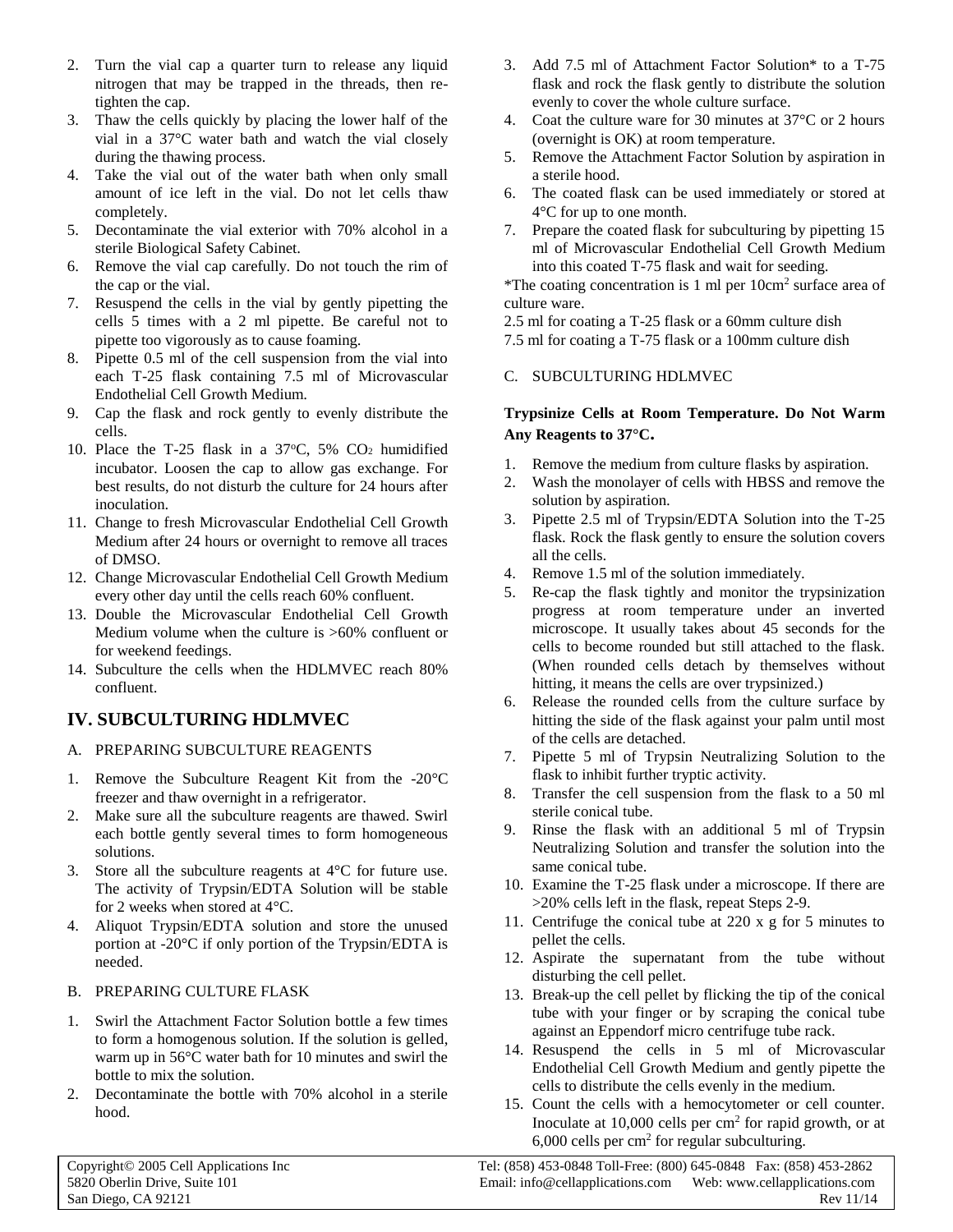2. Turn the vial cap a quarter turn to release any liquid nitrogen that may be trapped in the threads, then re-tighten the cap.
3. Thaw the cells quickly by placing the lower half of the vial in a 37°C water bath and watch the vial closely during the thawing process.
4. Take the vial out of the water bath when only small amount of ice left in the vial. Do not let cells thaw completely.
5. Decontaminate the vial exterior with 70% alcohol in a sterile Biological Safety Cabinet.
6. Remove the vial cap carefully. Do not touch the rim of the cap or the vial.
7. Resuspend the cells in the vial by gently pipetting the cells 5 times with a 2 ml pipette. Be careful not to pipette too vigorously as to cause foaming.
8. Pipette 0.5 ml of the cell suspension from the vial into each T-25 flask containing 7.5 ml of Microvascular Endothelial Cell Growth Medium.
9. Cap the flask and rock gently to evenly distribute the cells.
10. Place the T-25 flask in a 37°C, 5% $CO_2$ humidified incubator. Loosen the cap to allow gas exchange. For best results, do not disturb the culture for 24 hours after inoculation.
11. Change to fresh Microvascular Endothelial Cell Growth Medium after 24 hours or overnight to remove all traces of DMSO.
12. Change Microvascular Endothelial Cell Growth Medium every other day until the cells reach 60% confluent.
13. Double the Microvascular Endothelial Cell Growth Medium volume when the culture is >60% confluent or for weekend feedings.
14. Subculture the cells when the HDLMVEC reach 80% confluent.

## IV. SUBCULTURING HDLMVEC

A. PREPARING SUBCULTURE REAGENTS

1. Remove the Subculture Reagent Kit from the -20°C freezer and thaw overnight in a refrigerator.
2. Make sure all the subculture reagents are thawed. Swirl each bottle gently several times to form homogeneous solutions.
3. Store all the subculture reagents at 4°C for future use. The activity of Trypsin/EDTA Solution will be stable for 2 weeks when stored at 4°C.
4. Aliquot Trypsin/EDTA solution and store the unused portion at -20°C if only portion of the Trypsin/EDTA is needed.

B. PREPARING CULTURE FLASK

1. Swirl the Attachment Factor Solution bottle a few times to form a homogenous solution. If the solution is gelled, warm up in 56°C water bath for 10 minutes and swirl the bottle to mix the solution.
2. Decontaminate the bottle with 70% alcohol in a sterile hood.
3. Add 7.5 ml of Attachment Factor Solution* to a T-75 flask and rock the flask gently to distribute the solution evenly to cover the whole culture surface.
4. Coat the culture ware for 30 minutes at 37°C or 2 hours (overnight is OK) at room temperature.
5. Remove the Attachment Factor Solution by aspiration in a sterile hood.
6. The coated flask can be used immediately or stored at 4°C for up to one month.
7. Prepare the coated flask for subculturing by pipetting 15 ml of Microvascular Endothelial Cell Growth Medium into this coated T-75 flask and wait for seeding.

*The coating concentration is 1 ml per $10cm^2$ surface area of culture ware.

2.5 ml for coating a T-25 flask or a 60mm culture dish

7.5 ml for coating a T-75 flask or a 100mm culture dish

C. SUBCULTURING HDLMVEC

**Trypsinize Cells at Room Temperature. Do Not Warm Any Reagents to 37°C.**

1. Remove the medium from culture flasks by aspiration.
2. Wash the monolayer of cells with HBSS and remove the solution by aspiration.
3. Pipette 2.5 ml of Trypsin/EDTA Solution into the T-25 flask. Rock the flask gently to ensure the solution covers all the cells.
4. Remove 1.5 ml of the solution immediately.
5. Re-cap the flask tightly and monitor the trypsinization progress at room temperature under an inverted microscope. It usually takes about 45 seconds for the cells to become rounded but still attached to the flask. (When rounded cells detach by themselves without hitting, it means the cells are over trypsinized.)
6. Release the rounded cells from the culture surface by hitting the side of the flask against your palm until most of the cells are detached.
7. Pipette 5 ml of Trypsin Neutralizing Solution to the flask to inhibit further tryptic activity.
8. Transfer the cell suspension from the flask to a 50 ml sterile conical tube.
9. Rinse the flask with an additional 5 ml of Trypsin Neutralizing Solution and transfer the solution into the same conical tube.
10. Examine the T-25 flask under a microscope. If there are >20% cells left in the flask, repeat Steps 2-9.
11. Centrifuge the conical tube at 220 x g for 5 minutes to pellet the cells.
12. Aspirate the supernatant from the tube without disturbing the cell pellet.
13. Break-up the cell pellet by flicking the tip of the conical tube with your finger or by scraping the conical tube against an Eppendorf micro centrifuge tube rack.
14. Resuspend the cells in 5 ml of Microvascular Endothelial Cell Growth Medium and gently pipette the cells to distribute the cells evenly in the medium.
15. Count the cells with a hemocytometer or cell counter. Inoculate at 10,000 cells per $cm^2$ for rapid growth, or at 6,000 cells per $cm^2$ for regular subculturing.